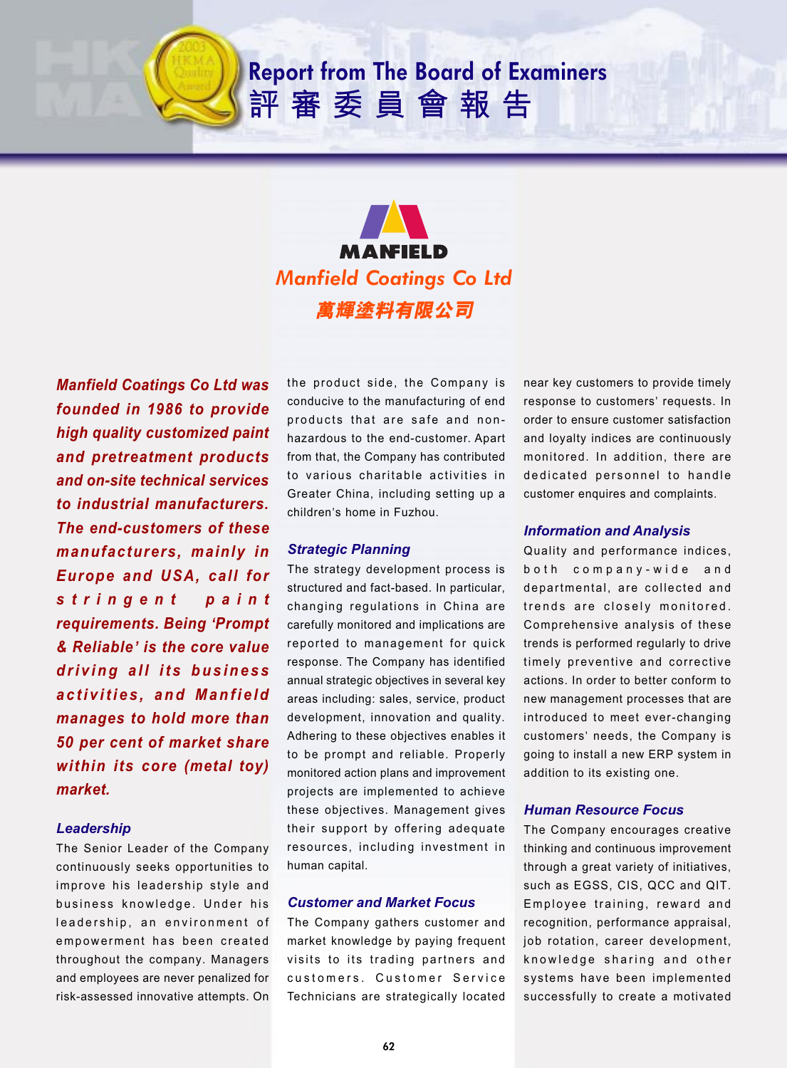# Report from The Board of Examiners
# 評審委員會報告

## MANFIELD
## Manfield Coatings Co Ltd
## 萬輝塗料有限公司

***Manfield Coatings Co Ltd was founded in 1986 to provide high quality customized paint and pretreatment products and on-site technical services to industrial manufacturers. The end-customers of these manufacturers, mainly in Europe and USA, call for stringent paint requirements. Being 'Prompt & Reliable' is the core value driving all its business activities, and Manfield manages to hold more than 50 per cent of market share within its core (metal toy) market.***

### Leadership

The Senior Leader of the Company continuously seeks opportunities to improve his leadership style and business knowledge. Under his leadership, an environment of empowerment has been created throughout the company. Managers and employees are never penalized for risk-assessed innovative attempts. On the product side, the Company is conducive to the manufacturing of end products that are safe and non-hazardous to the end-customer. Apart from that, the Company has contributed to various charitable activities in Greater China, including setting up a children's home in Fuzhou.

### Strategic Planning

The strategy development process is structured and fact-based. In particular, changing regulations in China are carefully monitored and implications are reported to management for quick response. The Company has identified annual strategic objectives in several key areas including: sales, service, product development, innovation and quality. Adhering to these objectives enables it to be prompt and reliable. Properly monitored action plans and improvement projects are implemented to achieve these objectives. Management gives their support by offering adequate resources, including investment in human capital.

### Customer and Market Focus

The Company gathers customer and market knowledge by paying frequent visits to its trading partners and customers. Customer Service Technicians are strategically located near key customers to provide timely response to customers' requests. In order to ensure customer satisfaction and loyalty indices are continuously monitored. In addition, there are dedicated personnel to handle customer enquires and complaints.

### Information and Analysis

Quality and performance indices, both company-wide and departmental, are collected and trends are closely monitored. Comprehensive analysis of these trends is performed regularly to drive timely preventive and corrective actions. In order to better conform to new management processes that are introduced to meet ever-changing customers' needs, the Company is going to install a new ERP system in addition to its existing one.

### Human Resource Focus

The Company encourages creative thinking and continuous improvement through a great variety of initiatives, such as EGSS, CIS, QCC and QIT. Employee training, reward and recognition, performance appraisal, job rotation, career development, knowledge sharing and other systems have been implemented successfully to create a motivated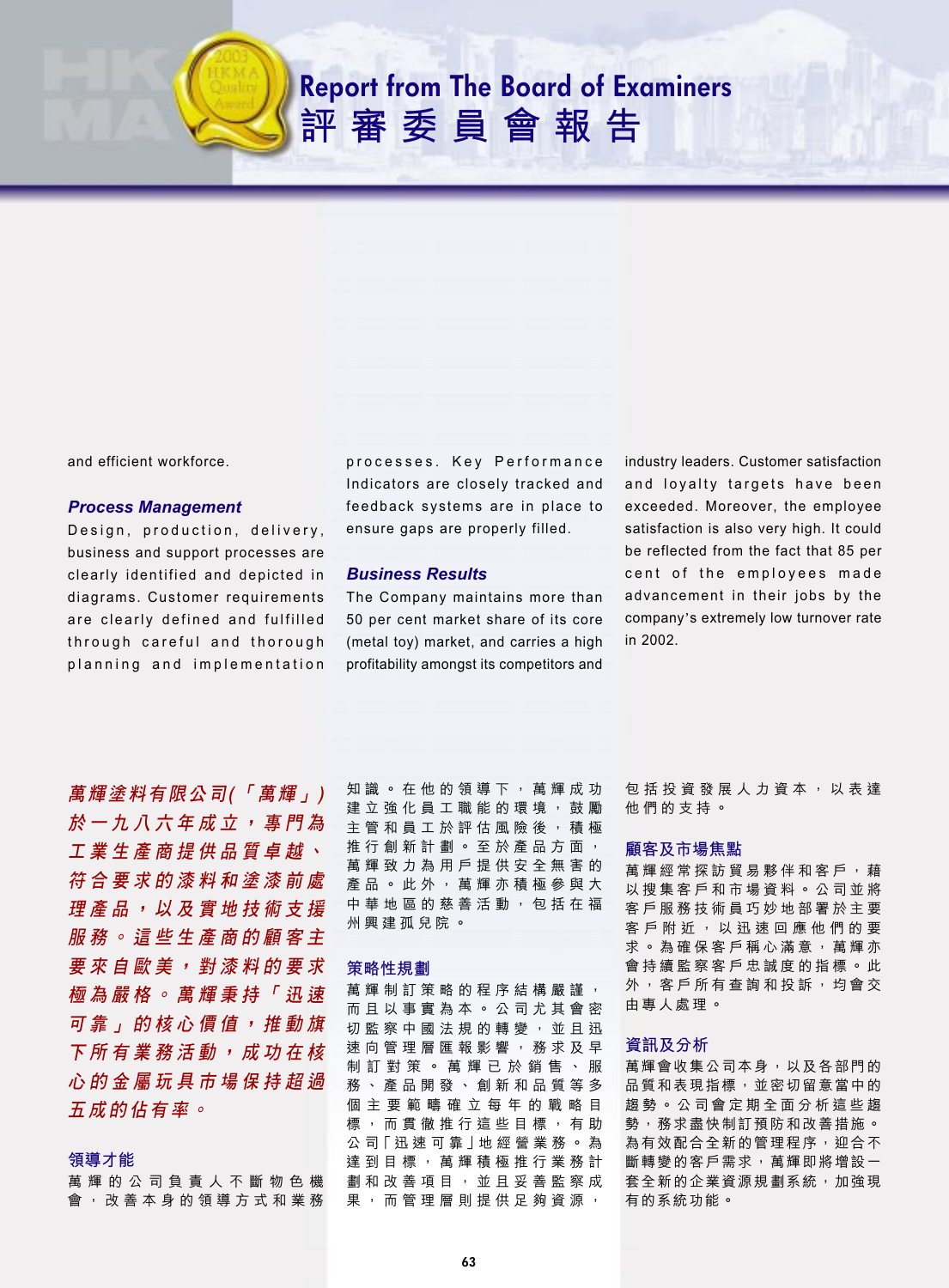# Report from The Board of Examiners
# 評審委員會報告

and efficient workforce.

### *Process Management*

Design, production, delivery, business and support processes are clearly identified and depicted in diagrams. Customer requirements are clearly defined and fulfilled through careful and thorough planning and implementation processes. Key Performance Indicators are closely tracked and feedback systems are in place to ensure gaps are properly filled.

### *Business Results*

The Company maintains more than 50 per cent market share of its core (metal toy) market, and carries a high profitability amongst its competitors and industry leaders. Customer satisfaction and loyalty targets have been exceeded. Moreover, the employee satisfaction is also very high. It could be reflected from the fact that 85 per cent of the employees made advancement in their jobs by the company's extremely low turnover rate in 2002.

***萬輝塗料有限公司(「萬輝」)於一九八六年成立，專門為工業生產商提供品質卓越、符合要求的漆料和塗漆前處理產品，以及實地技術支援服務。這些生產商的顧客主要來自歐美，對漆料的要求極為嚴格。萬輝秉持「迅速可靠」的核心價值，推動旗下所有業務活動，成功在核心的金屬玩具市場保持超過五成的佔有率。***

### 領導才能

萬輝的公司負責人不斷物色機會，改善本身的領導方式和業務知識。在他的領導下，萬輝成功建立強化員工職能的環境，鼓勵主管和員工於評估風險後，積極推行創新計劃。至於產品方面，萬輝致力為用戶提供安全無害的產品。此外，萬輝亦積極參與大中華地區的慈善活動，包括在福州興建孤兒院。

### 策略性規劃

萬輝制訂策略的程序結構嚴謹，而且以事實為本。公司尤其會密切監察中國法規的轉變，並且迅速向管理層匯報影響，務求及早制訂對策。萬輝已於銷售、服務、產品開發、創新和品質等多個主要範疇確立每年的戰略目標，而貫徹推行這些目標，有助公司「迅速可靠」地經營業務。為達到目標，萬輝積極推行業務計劃和改善項目，並且妥善監察成果，而管理層則提供足夠資源，包括投資發展人力資本，以表達他們的支持。

### 顧客及市場焦點

萬輝經常探訪貿易夥伴和客戶，藉以搜集客戶和市場資料。公司並將客戶服務技術員巧妙地部署於主要客戶附近，以迅速回應他們的要求。為確保客戶稱心滿意，萬輝亦會持續監察客戶忠誠度的指標。此外，客戶所有查詢和投訴，均會交由專人處理。

### 資訊及分析

萬輝會收集公司本身，以及各部門的品質和表現指標，並密切留意當中的趨勢。公司會定期全面分析這些趨勢，務求盡快制訂預防和改善措施。為有效配合全新的管理程序，迎合不斷轉變的客戶需求，萬輝即將增設一套全新的企業資源規劃系統，加強現有的系統功能。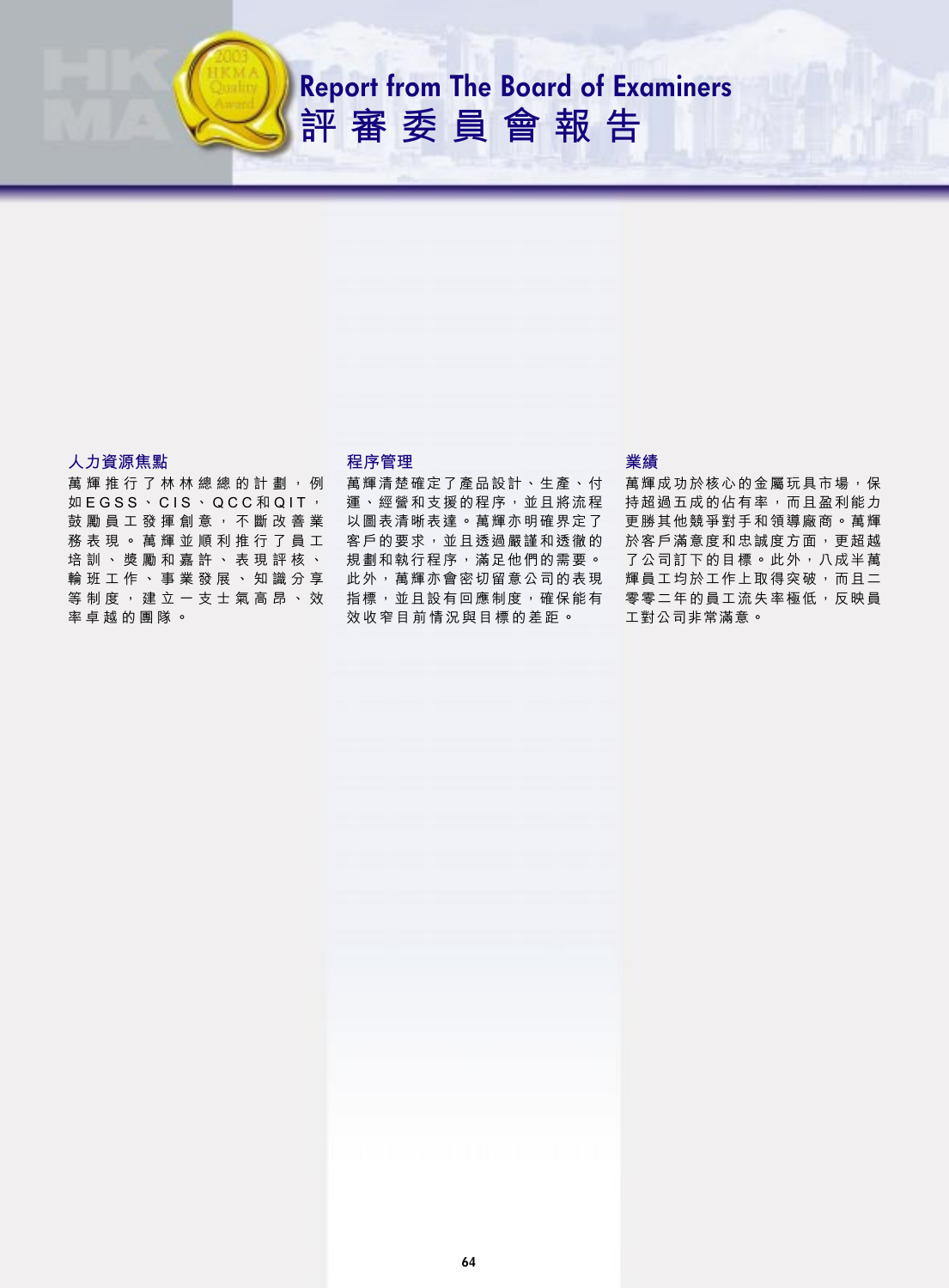# Report from The Board of Examiners
# 評審委員會報告

### 人力資源焦點

萬輝推行了林林總總的計劃，例如EGSS、CIS、QCC和QIT，鼓勵員工發揮創意，不斷改善業務表現。萬輝並順利推行了員工培訓、獎勵和嘉許、表現評核、輪班工作、事業發展、知識分享等制度，建立一支士氣高昂、效率卓越的團隊。

### 程序管理

萬輝清楚確定了產品設計、生產、付運、經營和支援的程序，並且將流程以圖表清晰表達。萬輝亦明確界定了客戶的要求，並且透過嚴謹和透徹的規劃和執行程序，滿足他們的需要。此外，萬輝亦會密切留意公司的表現指標，並且設有回應制度，確保能有效收窄目前情況與目標的差距。

### 業績

萬輝成功於核心的金屬玩具市場，保持超過五成的佔有率，而且盈利能力更勝其他競爭對手和領導廠商。萬輝於客戶滿意度和忠誠度方面，更超越了公司訂下的目標。此外，八成半萬輝員工均於工作上取得突破，而且二零零二年的員工流失率極低，反映員工對公司非常滿意。